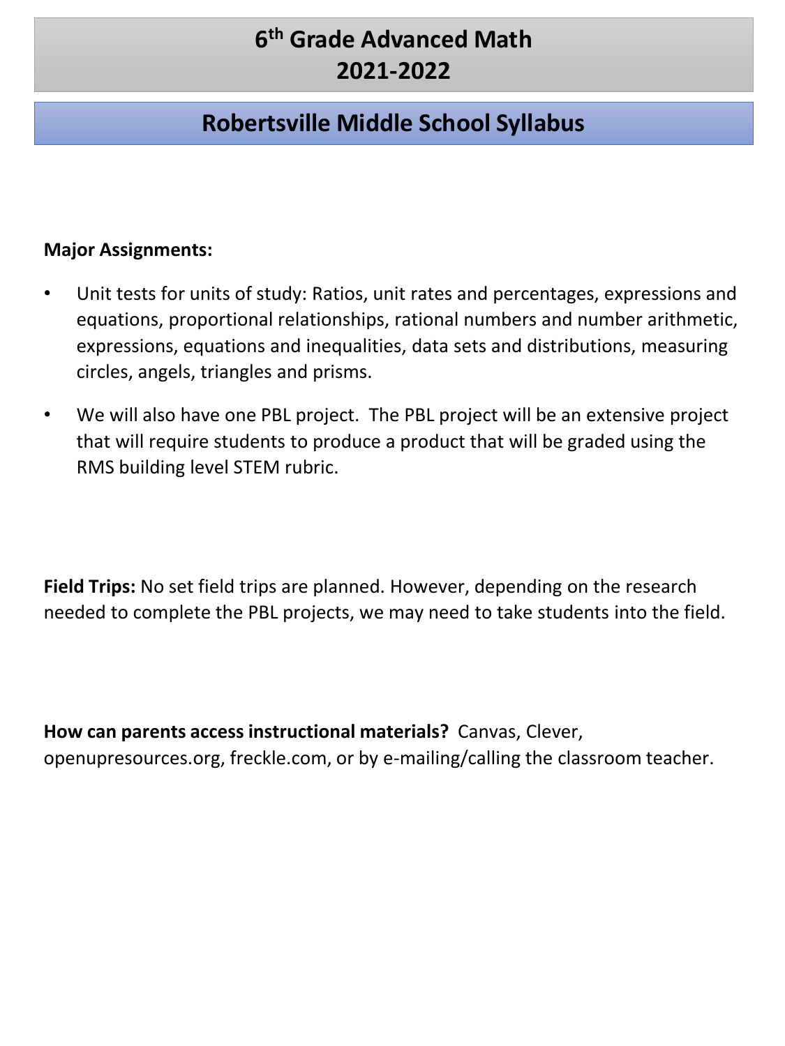# 6th Grade Advanced Math
# 2021-2022

## Robertsville Middle School Syllabus

**Major Assignments:**

- Unit tests for units of study: Ratios, unit rates and percentages, expressions and equations, proportional relationships, rational numbers and number arithmetic, expressions, equations and inequalities, data sets and distributions, measuring circles, angels, triangles and prisms.
- We will also have one PBL project. The PBL project will be an extensive project that will require students to produce a product that will be graded using the RMS building level STEM rubric.

**Field Trips:** No set field trips are planned. However, depending on the research needed to complete the PBL projects, we may need to take students into the field.

**How can parents access instructional materials?** Canvas, Clever, openupresources.org, freckle.com, or by e-mailing/calling the classroom teacher.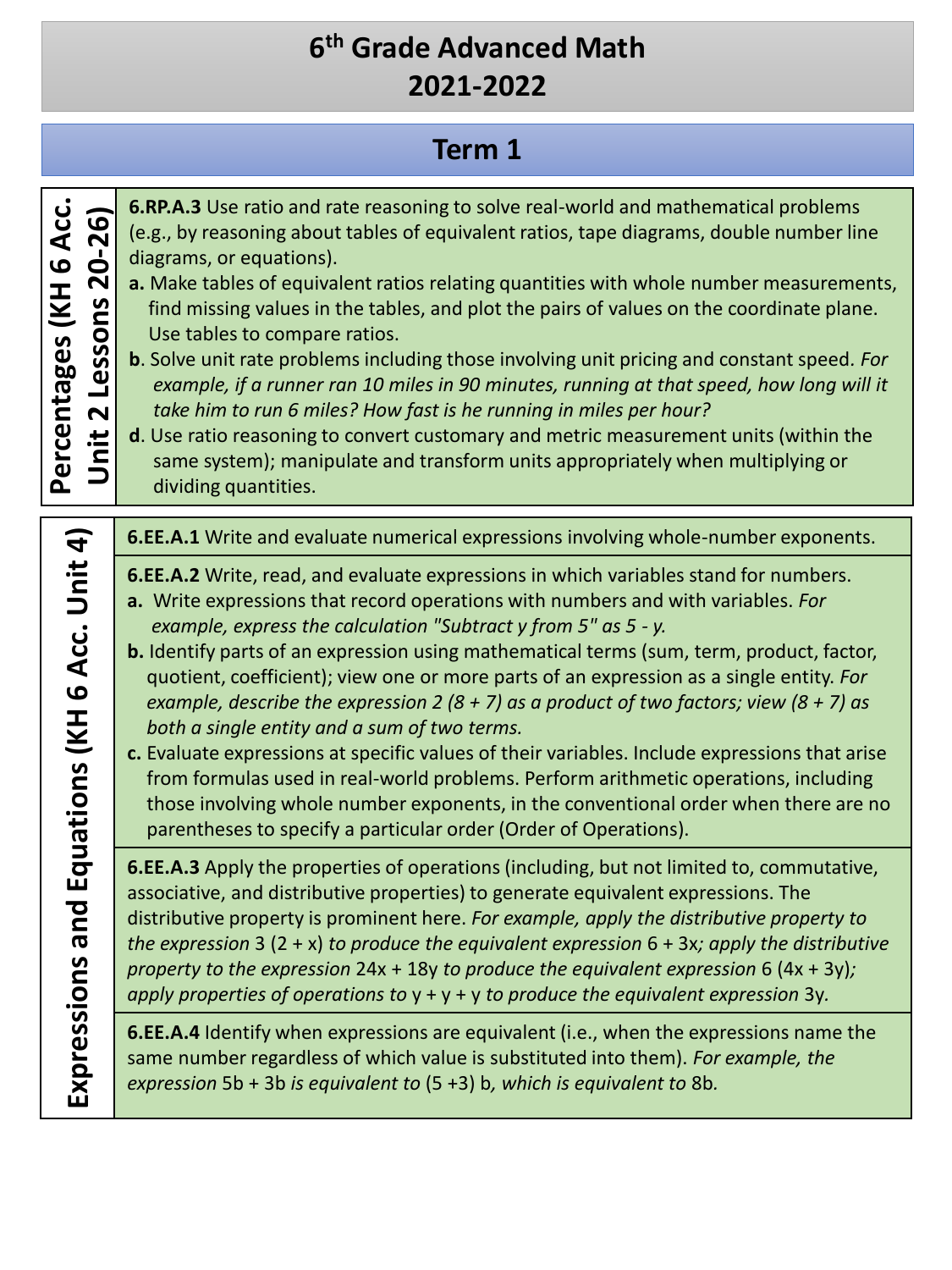# 6th Grade Advanced Math 2021-2022

## Term 1

| Unit | Standards |
| --- | --- |
| **Percentages (KH 6 Acc. Unit 2 Lessons 20-26)** | **6.RP.A.3** Use ratio and rate reasoning to solve real-world and mathematical problems (e.g., by reasoning about tables of equivalent ratios, tape diagrams, double number line diagrams, or equations).<br>**a.** Make tables of equivalent ratios relating quantities with whole number measurements, find missing values in the tables, and plot the pairs of values on the coordinate plane. Use tables to compare ratios.<br>**b**. Solve unit rate problems including those involving unit pricing and constant speed. *For example, if a runner ran 10 miles in 90 minutes, running at that speed, how long will it take him to run 6 miles? How fast is he running in miles per hour?*<br>**d**. Use ratio reasoning to convert customary and metric measurement units (within the same system); manipulate and transform units appropriately when multiplying or dividing quantities. |
| **Expressions and Equations (KH 6 Acc. Unit 4)** | **6.EE.A.1** Write and evaluate numerical expressions involving whole-number exponents. |
| | **6.EE.A.2** Write, read, and evaluate expressions in which variables stand for numbers.<br>**a.** Write expressions that record operations with numbers and with variables. *For example, express the calculation "Subtract y from 5" as 5 - y.*<br>**b.** Identify parts of an expression using mathematical terms (sum, term, product, factor, quotient, coefficient); view one or more parts of an expression as a single entity. *For example, describe the expression 2 (8 + 7) as a product of two factors; view (8 + 7) as both a single entity and a sum of two terms.*<br>**c.** Evaluate expressions at specific values of their variables. Include expressions that arise from formulas used in real-world problems. Perform arithmetic operations, including those involving whole number exponents, in the conventional order when there are no parentheses to specify a particular order (Order of Operations). |
| | **6.EE.A.3** Apply the properties of operations (including, but not limited to, commutative, associative, and distributive properties) to generate equivalent expressions. The distributive property is prominent here. *For example, apply the distributive property to the expression* 3 (2 + x) *to produce the equivalent expression* 6 + 3x*; apply the distributive property to the expression* 24x + 18y *to produce the equivalent expression* 6 (4x + 3y)*; apply properties of operations to* y + y + y *to produce the equivalent expression* 3y*.* |
| | **6.EE.A.4** Identify when expressions are equivalent (i.e., when the expressions name the same number regardless of which value is substituted into them). *For example, the expression* 5b + 3b *is equivalent to* (5 +3) b*, which is equivalent to* 8b*.* |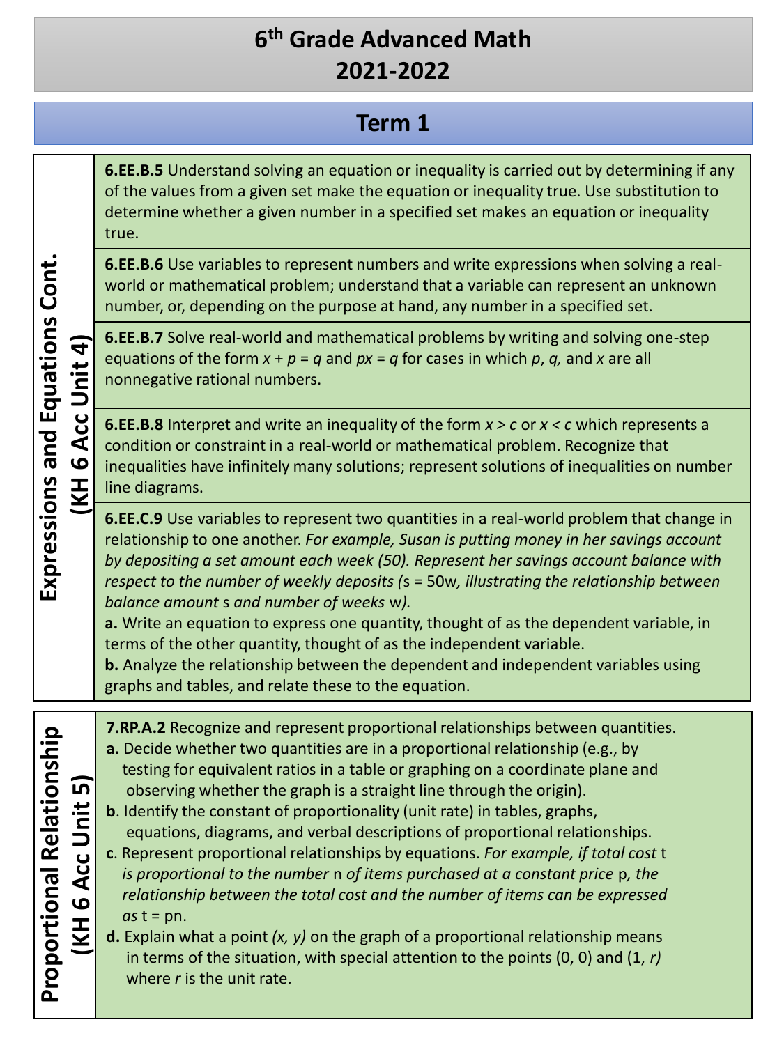# 6th Grade Advanced Math 2021-2022

## Term 1

### Expressions and Equations Cont. (KH 6 Acc Unit 4)

**6.EE.B.5** Understand solving an equation or inequality is carried out by determining if any of the values from a given set make the equation or inequality true. Use substitution to determine whether a given number in a specified set makes an equation or inequality true.

**6.EE.B.6** Use variables to represent numbers and write expressions when solving a real-world or mathematical problem; understand that a variable can represent an unknown number, or, depending on the purpose at hand, any number in a specified set.

**6.EE.B.7** Solve real-world and mathematical problems by writing and solving one-step equations of the form $x + p = q$ and $px = q$ for cases in which $p$, $q$, and $x$ are all nonnegative rational numbers.

**6.EE.B.8** Interpret and write an inequality of the form $x > c$ or $x < c$ which represents a condition or constraint in a real-world or mathematical problem. Recognize that inequalities have infinitely many solutions; represent solutions of inequalities on number line diagrams.

**6.EE.C.9** Use variables to represent two quantities in a real-world problem that change in relationship to one another. *For example, Susan is putting money in her savings account by depositing a set amount each week (50). Represent her savings account balance with respect to the number of weekly deposits (*$s = 50w$*, illustrating the relationship between balance amount* $s$ *and number of weeks* $w$*).*

**a.** Write an equation to express one quantity, thought of as the dependent variable, in terms of the other quantity, thought of as the independent variable.

**b.** Analyze the relationship between the dependent and independent variables using graphs and tables, and relate these to the equation.

### Proportional Relationship (KH 6 Acc Unit 5)

**7.RP.A.2** Recognize and represent proportional relationships between quantities.

**a.** Decide whether two quantities are in a proportional relationship (e.g., by testing for equivalent ratios in a table or graphing on a coordinate plane and observing whether the graph is a straight line through the origin).

**b**. Identify the constant of proportionality (unit rate) in tables, graphs, equations, diagrams, and verbal descriptions of proportional relationships.

**c**. Represent proportional relationships by equations. *For example, if total cost* $t$ *is proportional to the number* $n$ *of items purchased at a constant price* $p$*, the relationship between the total cost and the number of items can be expressed as* $t = pn$.

**d.** Explain what a point $(x, y)$ on the graph of a proportional relationship means in terms of the situation, with special attention to the points $(0, 0)$ and $(1, r)$ where $r$ is the unit rate.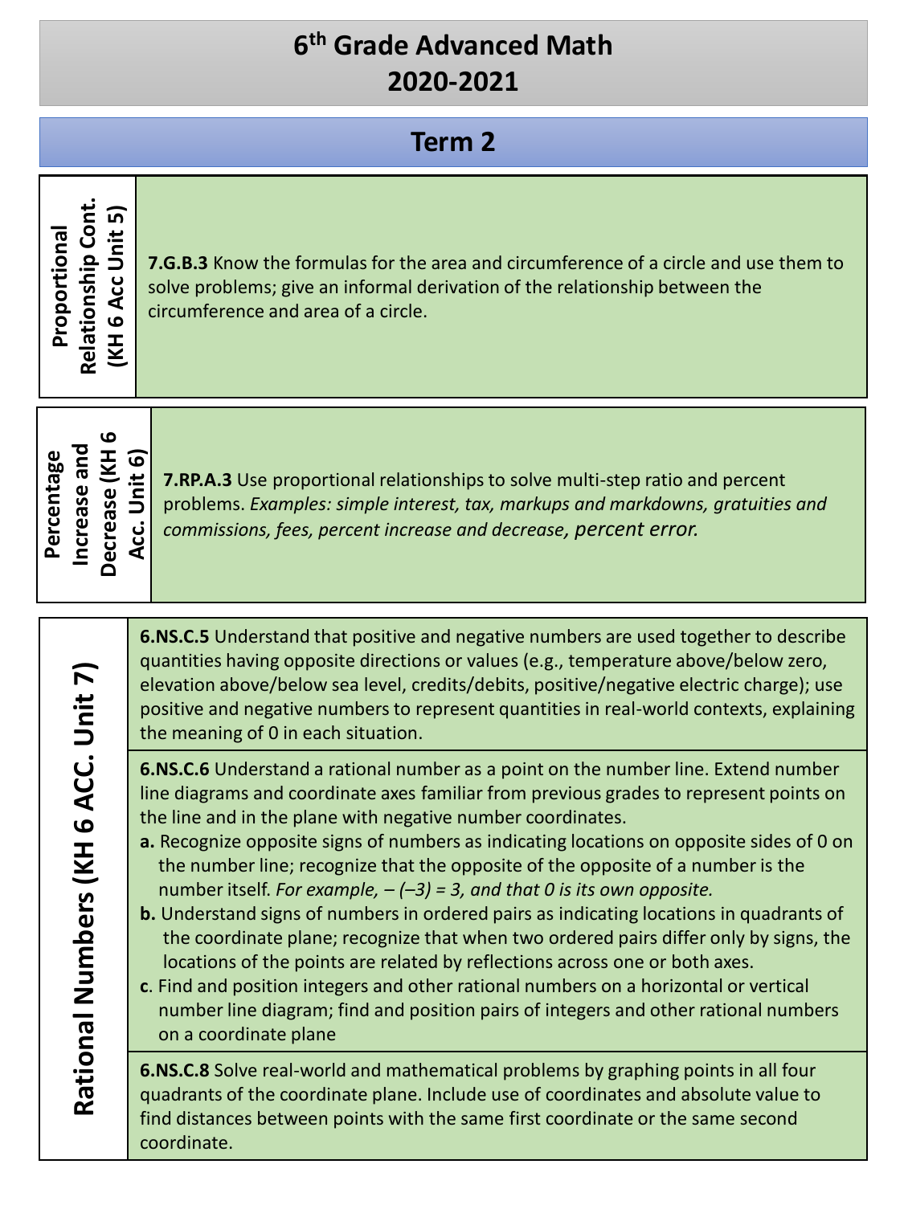# 6th Grade Advanced Math
# 2020-2021

## Term 2

| Proportional Relationship Cont. (KH 6 Acc Unit 5) | **7.G.B.3** Know the formulas for the area and circumference of a circle and use them to solve problems; give an informal derivation of the relationship between the circumference and area of a circle. |
|---|---|

| Percentage Increase and Decrease (KH 6 Acc. Unit 6) | **7.RP.A.3** Use proportional relationships to solve multi-step ratio and percent problems. *Examples: simple interest, tax, markups and markdowns, gratuities and commissions, fees, percent increase and decrease, percent error.* |
|---|---|

| Rational Numbers (KH 6 ACC. Unit 7) | |
|---|---|
| | **6.NS.C.5** Understand that positive and negative numbers are used together to describe quantities having opposite directions or values (e.g., temperature above/below zero, elevation above/below sea level, credits/debits, positive/negative electric charge); use positive and negative numbers to represent quantities in real-world contexts, explaining the meaning of 0 in each situation. |
| | **6.NS.C.6** Understand a rational number as a point on the number line. Extend number line diagrams and coordinate axes familiar from previous grades to represent points on the line and in the plane with negative number coordinates.<br>**a.** Recognize opposite signs of numbers as indicating locations on opposite sides of 0 on the number line; recognize that the opposite of the opposite of a number is the number itself. *For example, – (–3) = 3, and that 0 is its own opposite.*<br>**b.** Understand signs of numbers in ordered pairs as indicating locations in quadrants of the coordinate plane; recognize that when two ordered pairs differ only by signs, the locations of the points are related by reflections across one or both axes.<br>**c**. Find and position integers and other rational numbers on a horizontal or vertical number line diagram; find and position pairs of integers and other rational numbers on a coordinate plane |
| | **6.NS.C.8** Solve real-world and mathematical problems by graphing points in all four quadrants of the coordinate plane. Include use of coordinates and absolute value to find distances between points with the same first coordinate or the same second coordinate. |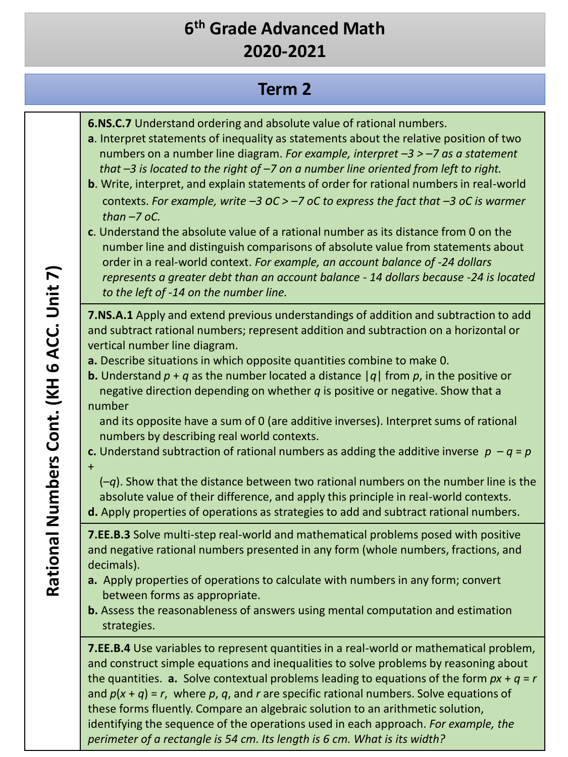# 6th Grade Advanced Math
# 2020-2021

## Term 2

| Rational Numbers Cont. (KH 6 ACC. Unit 7) | |
|---|---|
| | **6.NS.C.7** Understand ordering and absolute value of rational numbers.<br>**a**. Interpret statements of inequality as statements about the relative position of two numbers on a number line diagram. *For example, interpret –3 > –7 as a statement that –3 is located to the right of –7 on a number line oriented from left to right.*<br>**b**. Write, interpret, and explain statements of order for rational numbers in real-world contexts. *For example, write –3 oC > –7 oC to express the fact that –3 oC is warmer than –7 oC.*<br>**c**. Understand the absolute value of a rational number as its distance from 0 on the number line and distinguish comparisons of absolute value from statements about order in a real-world context. *For example, an account balance of -24 dollars represents a greater debt than an account balance - 14 dollars because -24 is located to the left of -14 on the number line.* |
| | **7.NS.A.1** Apply and extend previous understandings of addition and subtraction to add and subtract rational numbers; represent addition and subtraction on a horizontal or vertical number line diagram.<br>**a.** Describe situations in which opposite quantities combine to make 0.<br>**b.** Understand $p + q$ as the number located a distance $\|q\|$ from $p$, in the positive or negative direction depending on whether $q$ is positive or negative. Show that a number and its opposite have a sum of 0 (are additive inverses). Interpret sums of rational numbers by describing real world contexts.<br>**c.** Understand subtraction of rational numbers as adding the additive inverse $p - q = p + (-q)$. Show that the distance between two rational numbers on the number line is the absolute value of their difference, and apply this principle in real-world contexts.<br>**d.** Apply properties of operations as strategies to add and subtract rational numbers. |
| | **7.EE.B.3** Solve multi-step real-world and mathematical problems posed with positive and negative rational numbers presented in any form (whole numbers, fractions, and decimals).<br>**a.** Apply properties of operations to calculate with numbers in any form; convert between forms as appropriate.<br>**b.** Assess the reasonableness of answers using mental computation and estimation strategies. |
| | **7.EE.B.4** Use variables to represent quantities in a real-world or mathematical problem, and construct simple equations and inequalities to solve problems by reasoning about the quantities. **a.** Solve contextual problems leading to equations of the form $px + q = r$ and $p(x + q) = r$, where $p$, $q$, and $r$ are specific rational numbers. Solve equations of these forms fluently. Compare an algebraic solution to an arithmetic solution, identifying the sequence of the operations used in each approach. *For example, the perimeter of a rectangle is 54 cm. Its length is 6 cm. What is its width?* |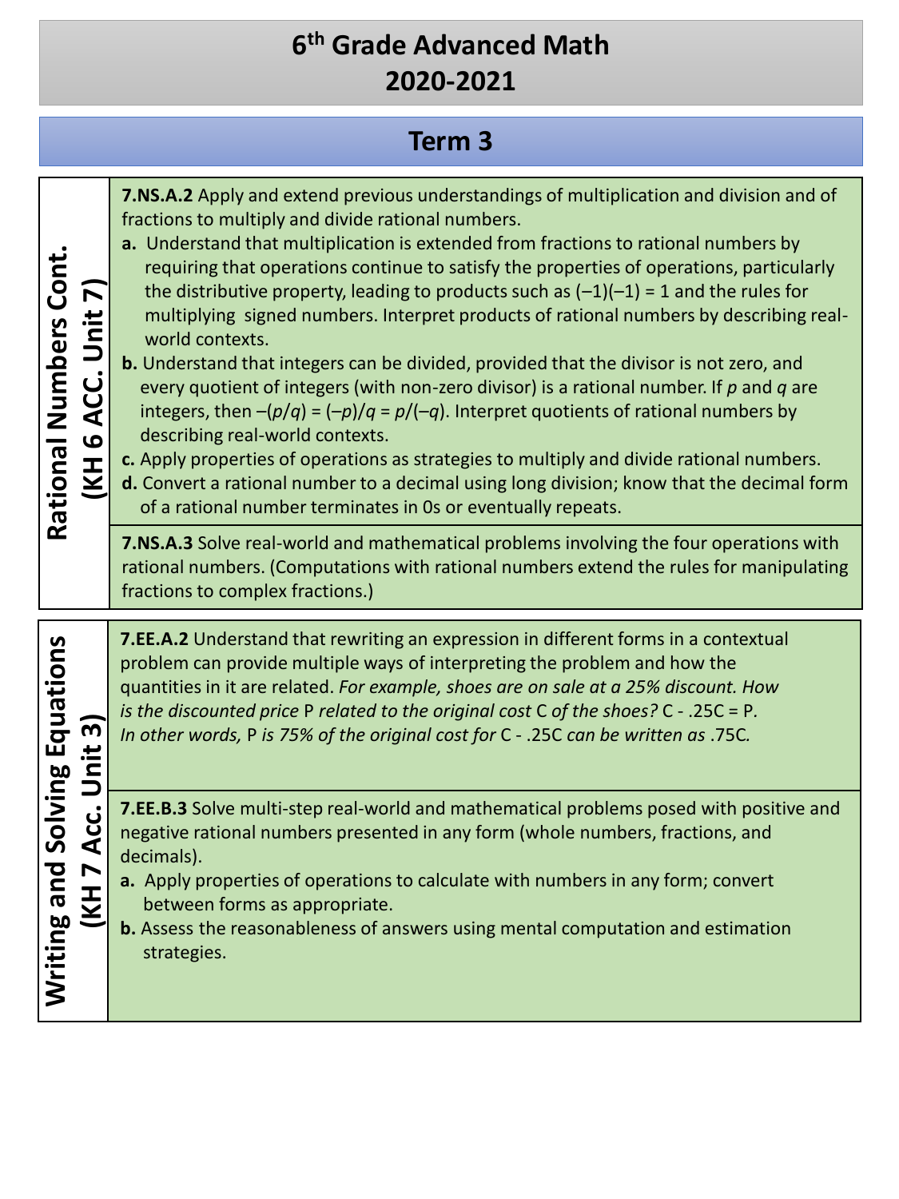# 6th Grade Advanced Math
# 2020-2021

## Term 3

| Unit | Standards |
| --- | --- |
| **Rational Numbers Cont. (KH 6 ACC. Unit 7)** | **7.NS.A.2** Apply and extend previous understandings of multiplication and division and of fractions to multiply and divide rational numbers.<br>**a.** Understand that multiplication is extended from fractions to rational numbers by requiring that operations continue to satisfy the properties of operations, particularly the distributive property, leading to products such as $(–1)(–1) = 1$ and the rules for multiplying signed numbers. Interpret products of rational numbers by describing real-world contexts.<br>**b.** Understand that integers can be divided, provided that the divisor is not zero, and every quotient of integers (with non-zero divisor) is a rational number. If $p$ and $q$ are integers, then $–(p/q) = (–p)/q = p/(–q)$. Interpret quotients of rational numbers by describing real-world contexts.<br>**c.** Apply properties of operations as strategies to multiply and divide rational numbers.<br>**d.** Convert a rational number to a decimal using long division; know that the decimal form of a rational number terminates in 0s or eventually repeats. |
| | **7.NS.A.3** Solve real-world and mathematical problems involving the four operations with rational numbers. (Computations with rational numbers extend the rules for manipulating fractions to complex fractions.) |
| **Writing and Solving Equations (KH 7 Acc. Unit 3)** | **7.EE.A.2** Understand that rewriting an expression in different forms in a contextual problem can provide multiple ways of interpreting the problem and how the quantities in it are related. *For example, shoes are on sale at a 25% discount. How is the discounted price* P *related to the original cost* C *of the shoes?* C - .25C = P. *In other words,* P *is 75% of the original cost for* C - .25C *can be written as* .75C*.* |
| | **7.EE.B.3** Solve multi-step real-world and mathematical problems posed with positive and negative rational numbers presented in any form (whole numbers, fractions, and decimals).<br>**a.** Apply properties of operations to calculate with numbers in any form; convert between forms as appropriate.<br>**b.** Assess the reasonableness of answers using mental computation and estimation strategies. |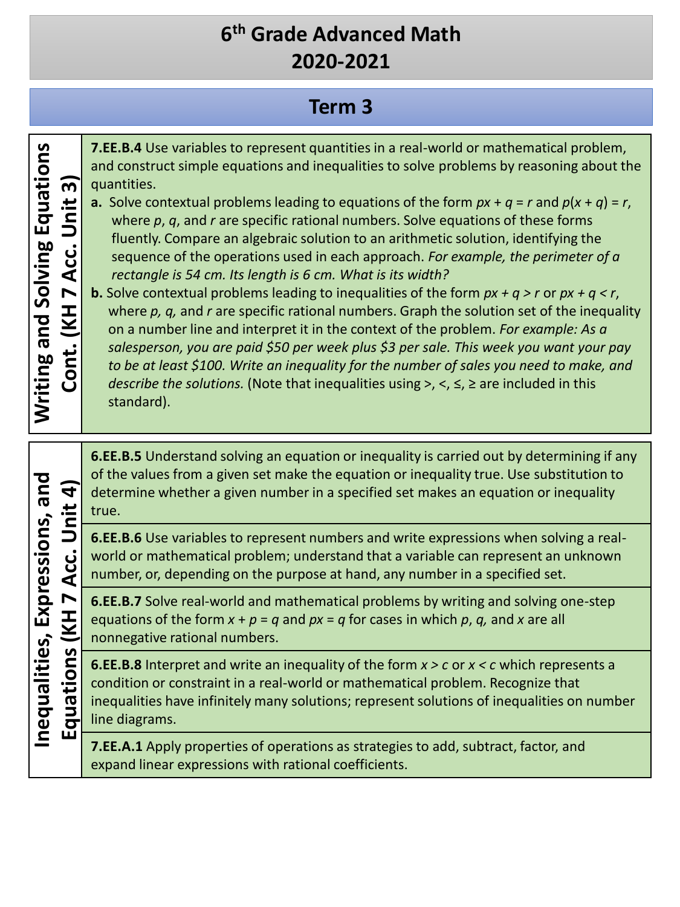# 6th Grade Advanced Math
# 2020-2021

## Term 3

| Unit | Standards |
| --- | --- |
| **Writing and Solving Equations Cont. (KH 7 Acc. Unit 3)** | **7.EE.B.4** Use variables to represent quantities in a real-world or mathematical problem, and construct simple equations and inequalities to solve problems by reasoning about the quantities.<br>**a.** Solve contextual problems leading to equations of the form $px + q = r$ and $p(x + q) = r$, where $p$, $q$, and $r$ are specific rational numbers. Solve equations of these forms fluently. Compare an algebraic solution to an arithmetic solution, identifying the sequence of the operations used in each approach. *For example, the perimeter of a rectangle is 54 cm. Its length is 6 cm. What is its width?*<br>**b.** Solve contextual problems leading to inequalities of the form $px + q > r$ or $px + q < r$, where $p$, $q$, and $r$ are specific rational numbers. Graph the solution set of the inequality on a number line and interpret it in the context of the problem. *For example: As a salesperson, you are paid $50 per week plus $3 per sale. This week you want your pay to be at least $100. Write an inequality for the number of sales you need to make, and describe the solutions.* (Note that inequalities using >, <, ≤, ≥ are included in this standard). |

| Unit | Standards |
| --- | --- |
| **Inequalities, Expressions, and Equations (KH 7 Acc. Unit 4)** | **6.EE.B.5** Understand solving an equation or inequality is carried out by determining if any of the values from a given set make the equation or inequality true. Use substitution to determine whether a given number in a specified set makes an equation or inequality true. |
| | **6.EE.B.6** Use variables to represent numbers and write expressions when solving a real-world or mathematical problem; understand that a variable can represent an unknown number, or, depending on the purpose at hand, any number in a specified set. |
| | **6.EE.B.7** Solve real-world and mathematical problems by writing and solving one-step equations of the form $x + p = q$ and $px = q$ for cases in which $p$, $q$, and $x$ are all nonnegative rational numbers. |
| | **6.EE.B.8** Interpret and write an inequality of the form $x > c$ or $x < c$ which represents a condition or constraint in a real-world or mathematical problem. Recognize that inequalities have infinitely many solutions; represent solutions of inequalities on number line diagrams. |
| | **7.EE.A.1** Apply properties of operations as strategies to add, subtract, factor, and expand linear expressions with rational coefficients. |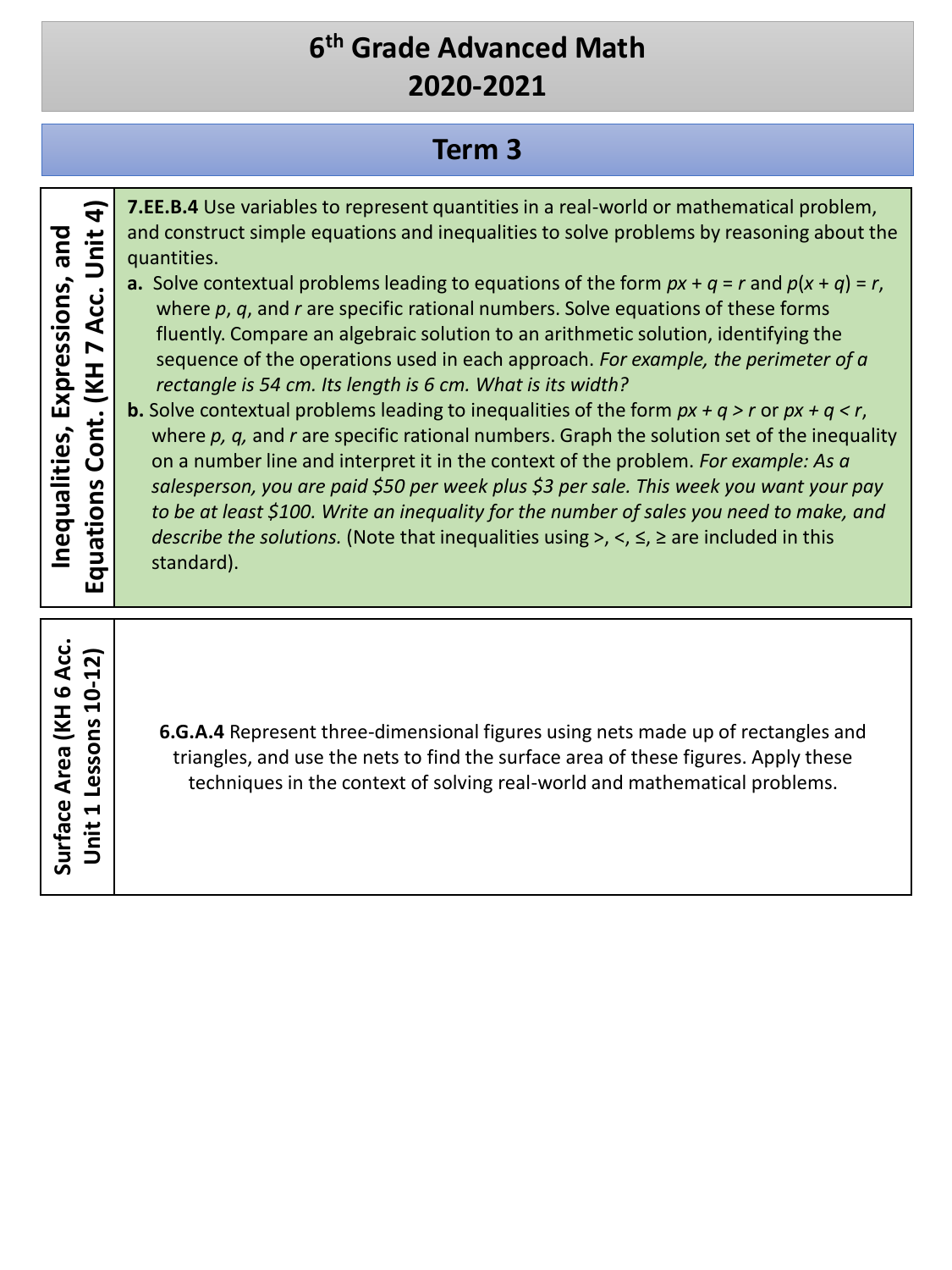# 6th Grade Advanced Math
# 2020-2021

## Term 3

| Unit | Standards |
| --- | --- |
| **Inequalities, Expressions, and Equations Cont. (KH 7 Acc. Unit 4)** | **7.EE.B.4** Use variables to represent quantities in a real-world or mathematical problem, and construct simple equations and inequalities to solve problems by reasoning about the quantities.<br>**a.** Solve contextual problems leading to equations of the form $px + q = r$ and $p(x + q) = r$, where $p$, $q$, and $r$ are specific rational numbers. Solve equations of these forms fluently. Compare an algebraic solution to an arithmetic solution, identifying the sequence of the operations used in each approach. *For example, the perimeter of a rectangle is 54 cm. Its length is 6 cm. What is its width?*<br>**b.** Solve contextual problems leading to inequalities of the form $px + q > r$ or $px + q < r$, where $p$, $q$, and $r$ are specific rational numbers. Graph the solution set of the inequality on a number line and interpret it in the context of the problem. *For example: As a salesperson, you are paid $50 per week plus $3 per sale. This week you want your pay to be at least $100. Write an inequality for the number of sales you need to make, and describe the solutions.* (Note that inequalities using >, <, ≤, ≥ are included in this standard). |
| **Surface Area (KH 6 Acc. Unit 1 Lessons 10-12)** | **6.G.A.4** Represent three-dimensional figures using nets made up of rectangles and triangles, and use the nets to find the surface area of these figures. Apply these techniques in the context of solving real-world and mathematical problems. |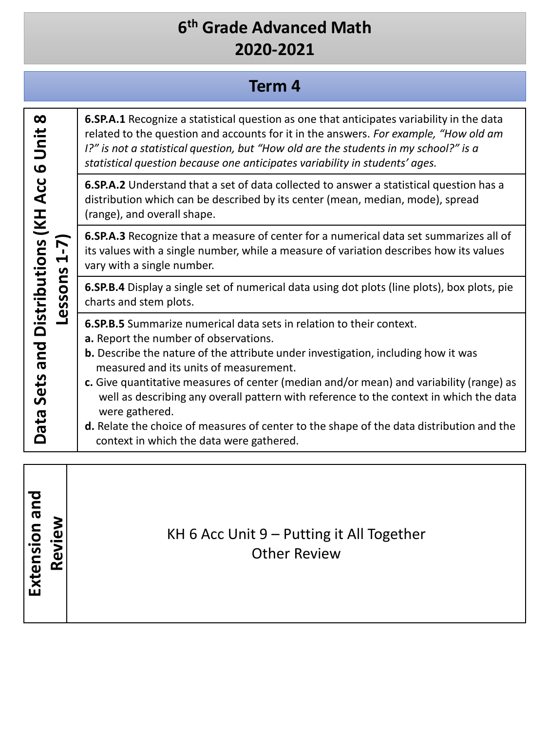# 6th Grade Advanced Math
# 2020-2021

## Term 4

| | |
|---|---|
| **Data Sets and Distributions (KH Acc 6 Unit 8 Lessons 1-7)** | **6.SP.A.1** Recognize a statistical question as one that anticipates variability in the data related to the question and accounts for it in the answers. *For example, "How old am I?" is not a statistical question, but "How old are the students in my school?" is a statistical question because one anticipates variability in students' ages.* |
| | **6.SP.A.2** Understand that a set of data collected to answer a statistical question has a distribution which can be described by its center (mean, median, mode), spread (range), and overall shape. |
| | **6.SP.A.3** Recognize that a measure of center for a numerical data set summarizes all of its values with a single number, while a measure of variation describes how its values vary with a single number. |
| | **6.SP.B.4** Display a single set of numerical data using dot plots (line plots), box plots, pie charts and stem plots. |
| | **6.SP.B.5** Summarize numerical data sets in relation to their context.<br>**a.** Report the number of observations.<br>**b.** Describe the nature of the attribute under investigation, including how it was measured and its units of measurement.<br>**c.** Give quantitative measures of center (median and/or mean) and variability (range) as well as describing any overall pattern with reference to the context in which the data were gathered.<br>**d.** Relate the choice of measures of center to the shape of the data distribution and the context in which the data were gathered. |

| | |
|---|---|
| **Extension and Review** | KH 6 Acc Unit 9 – Putting it All Together<br>Other Review |